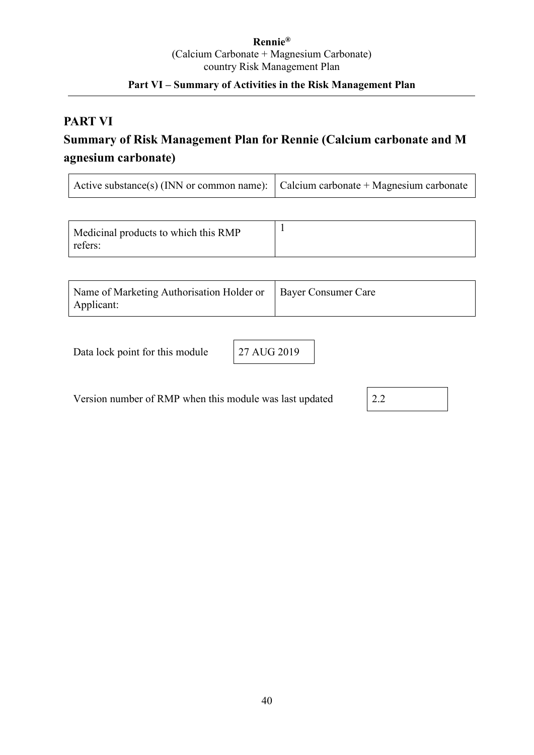# PART VI

## Summary of Risk Management Plan for Rennie (Calcium carbonate and Magnesium carbonate)

| Active substance(s) (INN or common name): | Calcium carbonate + Magnesium carbonate |
|---|---|

| Medicinal products to which this RMP refers: | 1 |
|---|---|

| Name of Marketing Authorisation Holder or Applicant: | Bayer Consumer Care |
|---|---|

| Data lock point for this module | 27 AUG 2019 |
|---|---|

| Version number of RMP when this module was last updated | 2.2 |
|---|---|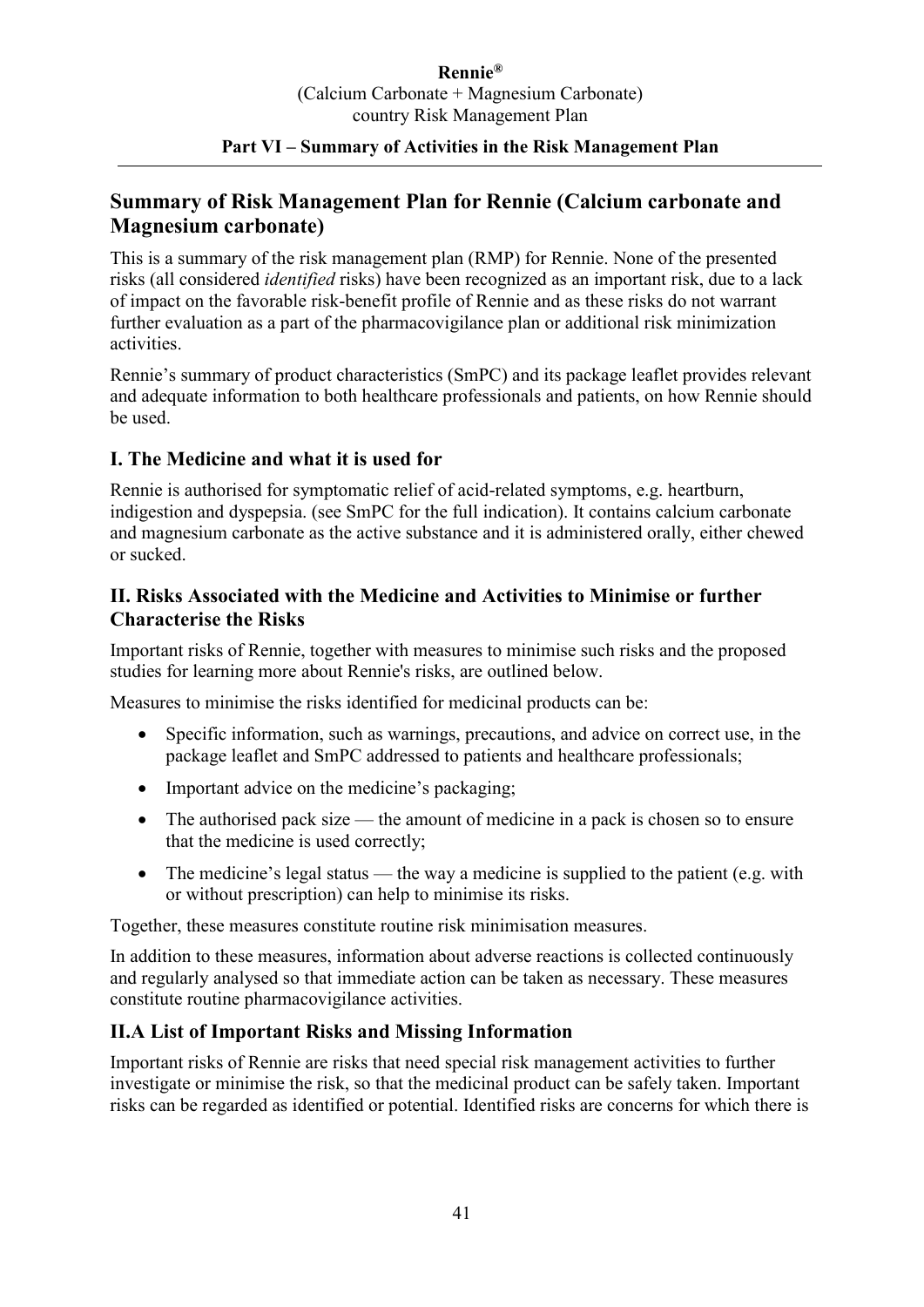## Summary of Risk Management Plan for Rennie (Calcium carbonate and Magnesium carbonate)

This is a summary of the risk management plan (RMP) for Rennie. None of the presented risks (all considered *identified* risks) have been recognized as an important risk, due to a lack of impact on the favorable risk-benefit profile of Rennie and as these risks do not warrant further evaluation as a part of the pharmacovigilance plan or additional risk minimization activities.

Rennie's summary of product characteristics (SmPC) and its package leaflet provides relevant and adequate information to both healthcare professionals and patients, on how Rennie should be used.

### I. The Medicine and what it is used for

Rennie is authorised for symptomatic relief of acid-related symptoms, e.g. heartburn, indigestion and dyspepsia. (see SmPC for the full indication). It contains calcium carbonate and magnesium carbonate as the active substance and it is administered orally, either chewed or sucked.

### II. Risks Associated with the Medicine and Activities to Minimise or further Characterise the Risks

Important risks of Rennie, together with measures to minimise such risks and the proposed studies for learning more about Rennie's risks, are outlined below.

Measures to minimise the risks identified for medicinal products can be:

- Specific information, such as warnings, precautions, and advice on correct use, in the package leaflet and SmPC addressed to patients and healthcare professionals;
- Important advice on the medicine's packaging;
- The authorised pack size — the amount of medicine in a pack is chosen so to ensure that the medicine is used correctly;
- The medicine's legal status — the way a medicine is supplied to the patient (e.g. with or without prescription) can help to minimise its risks.

Together, these measures constitute routine risk minimisation measures.

In addition to these measures, information about adverse reactions is collected continuously and regularly analysed so that immediate action can be taken as necessary. These measures constitute routine pharmacovigilance activities.

### II.A List of Important Risks and Missing Information

Important risks of Rennie are risks that need special risk management activities to further investigate or minimise the risk, so that the medicinal product can be safely taken. Important risks can be regarded as identified or potential. Identified risks are concerns for which there is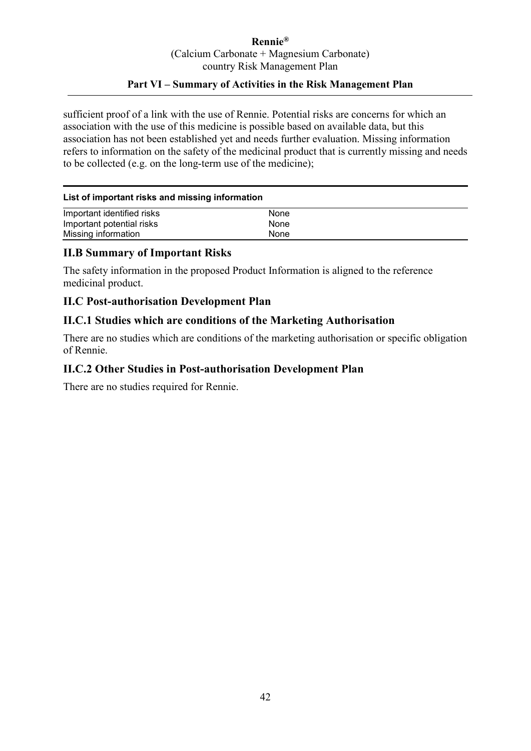sufficient proof of a link with the use of Rennie. Potential risks are concerns for which an association with the use of this medicine is possible based on available data, but this association has not been established yet and needs further evaluation. Missing information refers to information on the safety of the medicinal product that is currently missing and needs to be collected (e.g. on the long-term use of the medicine);

| **List of important risks and missing information** | |
| --- | --- |
| Important identified risks | None |
| Important potential risks | None |
| Missing information | None |

## II.B Summary of Important Risks

The safety information in the proposed Product Information is aligned to the reference medicinal product.

## II.C Post-authorisation Development Plan

### II.C.1 Studies which are conditions of the Marketing Authorisation

There are no studies which are conditions of the marketing authorisation or specific obligation of Rennie.

### II.C.2 Other Studies in Post-authorisation Development Plan

There are no studies required for Rennie.